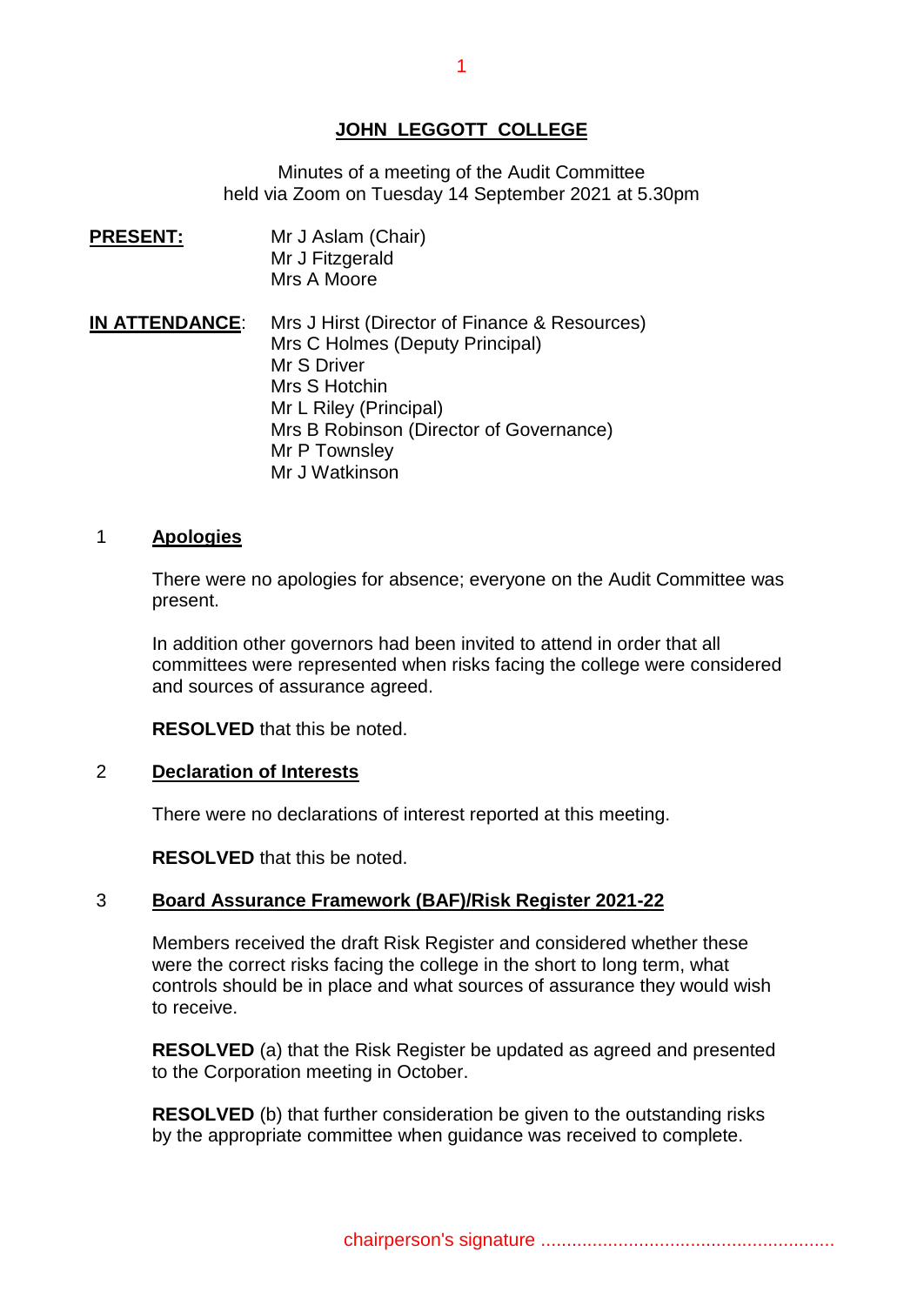# JOHN LEGGOTT COLLEGE

Minutes of a meeting of the Audit Committee
held via Zoom on Tuesday 14 September 2021 at 5.30pm

**PRESENT:**
Mr J Aslam (Chair)
Mr J Fitzgerald
Mrs A Moore

**IN ATTENDANCE:**
Mrs J Hirst (Director of Finance & Resources)
Mrs C Holmes (Deputy Principal)
Mr S Driver
Mrs S Hotchin
Mr L Riley (Principal)
Mrs B Robinson (Director of Governance)
Mr P Townsley
Mr J Watkinson

## 1 Apologies

There were no apologies for absence; everyone on the Audit Committee was present.

In addition other governors had been invited to attend in order that all committees were represented when risks facing the college were considered and sources of assurance agreed.

**RESOLVED** that this be noted.

## 2 Declaration of Interests

There were no declarations of interest reported at this meeting.

**RESOLVED** that this be noted.

## 3 Board Assurance Framework (BAF)/Risk Register 2021-22

Members received the draft Risk Register and considered whether these were the correct risks facing the college in the short to long term, what controls should be in place and what sources of assurance they would wish to receive.

**RESOLVED** (a) that the Risk Register be updated as agreed and presented to the Corporation meeting in October.

**RESOLVED** (b) that further consideration be given to the outstanding risks by the appropriate committee when guidance was received to complete.

chairperson's signature ........................................................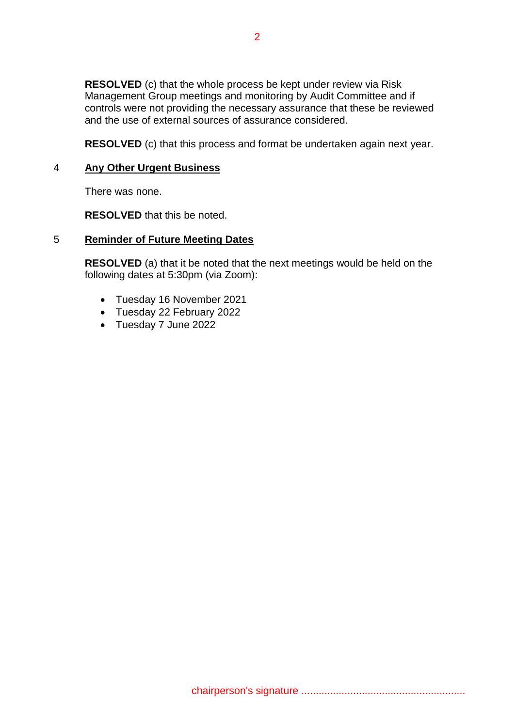**RESOLVED** (c) that the whole process be kept under review via Risk Management Group meetings and monitoring by Audit Committee and if controls were not providing the necessary assurance that these be reviewed and the use of external sources of assurance considered.

**RESOLVED** (c) that this process and format be undertaken again next year.

## 4 Any Other Urgent Business

There was none.

**RESOLVED** that this be noted.

## 5 Reminder of Future Meeting Dates

**RESOLVED** (a) that it be noted that the next meetings would be held on the following dates at 5:30pm (via Zoom):

- Tuesday 16 November 2021
- Tuesday 22 February 2022
- Tuesday 7 June 2022

chairperson's signature .........................................................